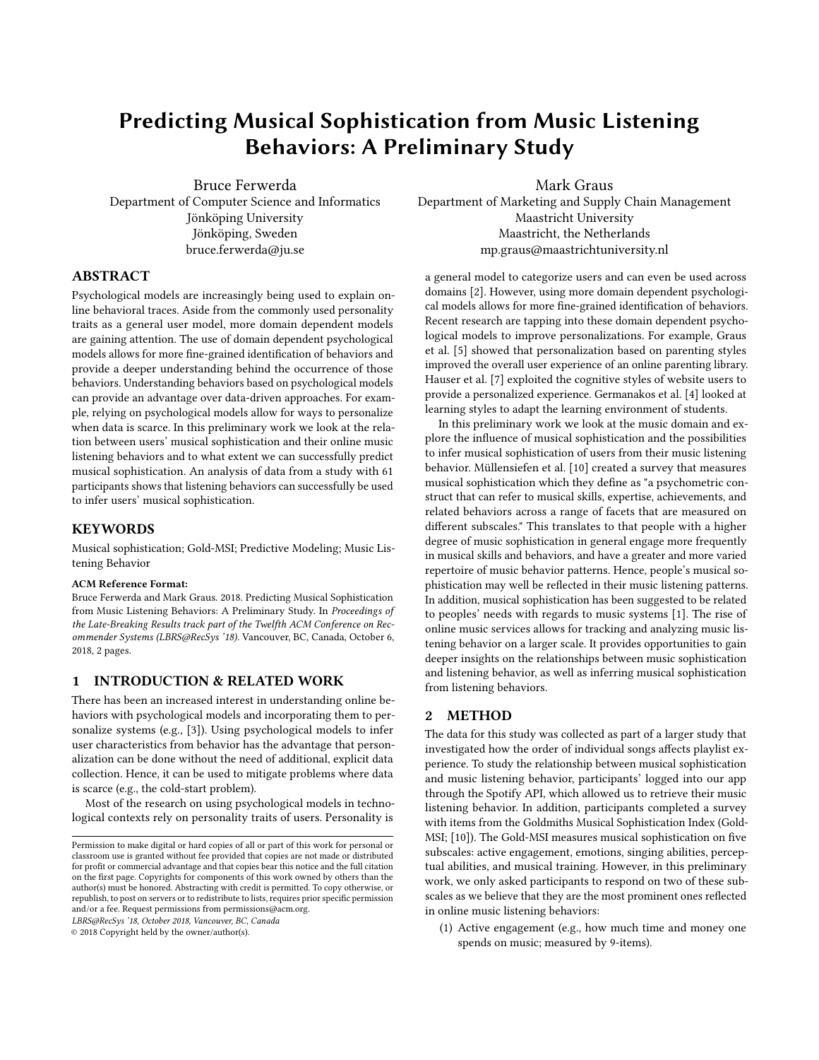# Predicting Musical Sophistication from Music Listening Behaviors: A Preliminary Study

Bruce Ferwerda
Department of Computer Science and Informatics
Jönköping University
Jönköping, Sweden
bruce.ferwerda@ju.se

Mark Graus
Department of Marketing and Supply Chain Management
Maastricht University
Maastricht, the Netherlands
mp.graus@maastrichtuniversity.nl

## ABSTRACT

Psychological models are increasingly being used to explain online behavioral traces. Aside from the commonly used personality traits as a general user model, more domain dependent models are gaining attention. The use of domain dependent psychological models allows for more fine-grained identification of behaviors and provide a deeper understanding behind the occurrence of those behaviors. Understanding behaviors based on psychological models can provide an advantage over data-driven approaches. For example, relying on psychological models allow for ways to personalize when data is scarce. In this preliminary work we look at the relation between users' musical sophistication and their online music listening behaviors and to what extent we can successfully predict musical sophistication. An analysis of data from a study with 61 participants shows that listening behaviors can successfully be used to infer users' musical sophistication.

## KEYWORDS

Musical sophistication; Gold-MSI; Predictive Modeling; Music Listening Behavior

**ACM Reference Format:**
Bruce Ferwerda and Mark Graus. 2018. Predicting Musical Sophistication from Music Listening Behaviors: A Preliminary Study. In *Proceedings of the Late-Breaking Results track part of the Twelfth ACM Conference on Recommender Systems (LBRS@RecSys '18)*. Vancouver, BC, Canada, October 6, 2018, 2 pages.

## 1 INTRODUCTION & RELATED WORK

There has been an increased interest in understanding online behaviors with psychological models and incorporating them to personalize systems (e.g., [3]). Using psychological models to infer user characteristics from behavior has the advantage that personalization can be done without the need of additional, explicit data collection. Hence, it can be used to mitigate problems where data is scarce (e.g., the cold-start problem).

Most of the research on using psychological models in technological contexts rely on personality traits of users. Personality is a general model to categorize users and can even be used across domains [2]. However, using more domain dependent psychological models allows for more fine-grained identification of behaviors. Recent research are tapping into these domain dependent psychological models to improve personalizations. For example, Graus et al. [5] showed that personalization based on parenting styles improved the overall user experience of an online parenting library. Hauser et al. [7] exploited the cognitive styles of website users to provide a personalized experience. Germanakos et al. [4] looked at learning styles to adapt the learning environment of students.

In this preliminary work we look at the music domain and explore the influence of musical sophistication and the possibilities to infer musical sophistication of users from their music listening behavior. Müllensiefen et al. [10] created a survey that measures musical sophistication which they define as "a psychometric construct that can refer to musical skills, expertise, achievements, and related behaviors across a range of facets that are measured on different subscales." This translates to that people with a higher degree of music sophistication in general engage more frequently in musical skills and behaviors, and have a greater and more varied repertoire of music behavior patterns. Hence, people's musical sophistication may well be reflected in their music listening patterns. In addition, musical sophistication has been suggested to be related to peoples' needs with regards to music systems [1]. The rise of online music services allows for tracking and analyzing music listening behavior on a larger scale. It provides opportunities to gain deeper insights on the relationships between music sophistication and listening behavior, as well as inferring musical sophistication from listening behaviors.

## 2 METHOD

The data for this study was collected as part of a larger study that investigated how the order of individual songs affects playlist experience. To study the relationship between musical sophistication and music listening behavior, participants' logged into our app through the Spotify API, which allowed us to retrieve their music listening behavior. In addition, participants completed a survey with items from the Goldmiths Musical Sophistication Index (Gold-MSI; [10]). The Gold-MSI measures musical sophistication on five subscales: active engagement, emotions, singing abilities, perceptual abilities, and musical training. However, in this preliminary work, we only asked participants to respond on two of these subscales as we believe that they are the most prominent ones reflected in online music listening behaviors:

(1) Active engagement (e.g., how much time and money one spends on music; measured by 9-items).

Permission to make digital or hard copies of all or part of this work for personal or classroom use is granted without fee provided that copies are not made or distributed for profit or commercial advantage and that copies bear this notice and the full citation on the first page. Copyrights for components of this work owned by others than the author(s) must be honored. Abstracting with credit is permitted. To copy otherwise, or republish, to post on servers or to redistribute to lists, requires prior specific permission and/or a fee. Request permissions from permissions@acm.org.
*LBRS@RecSys '18, October 2018, Vancouver, BC, Canada*
© 2018 Copyright held by the owner/author(s).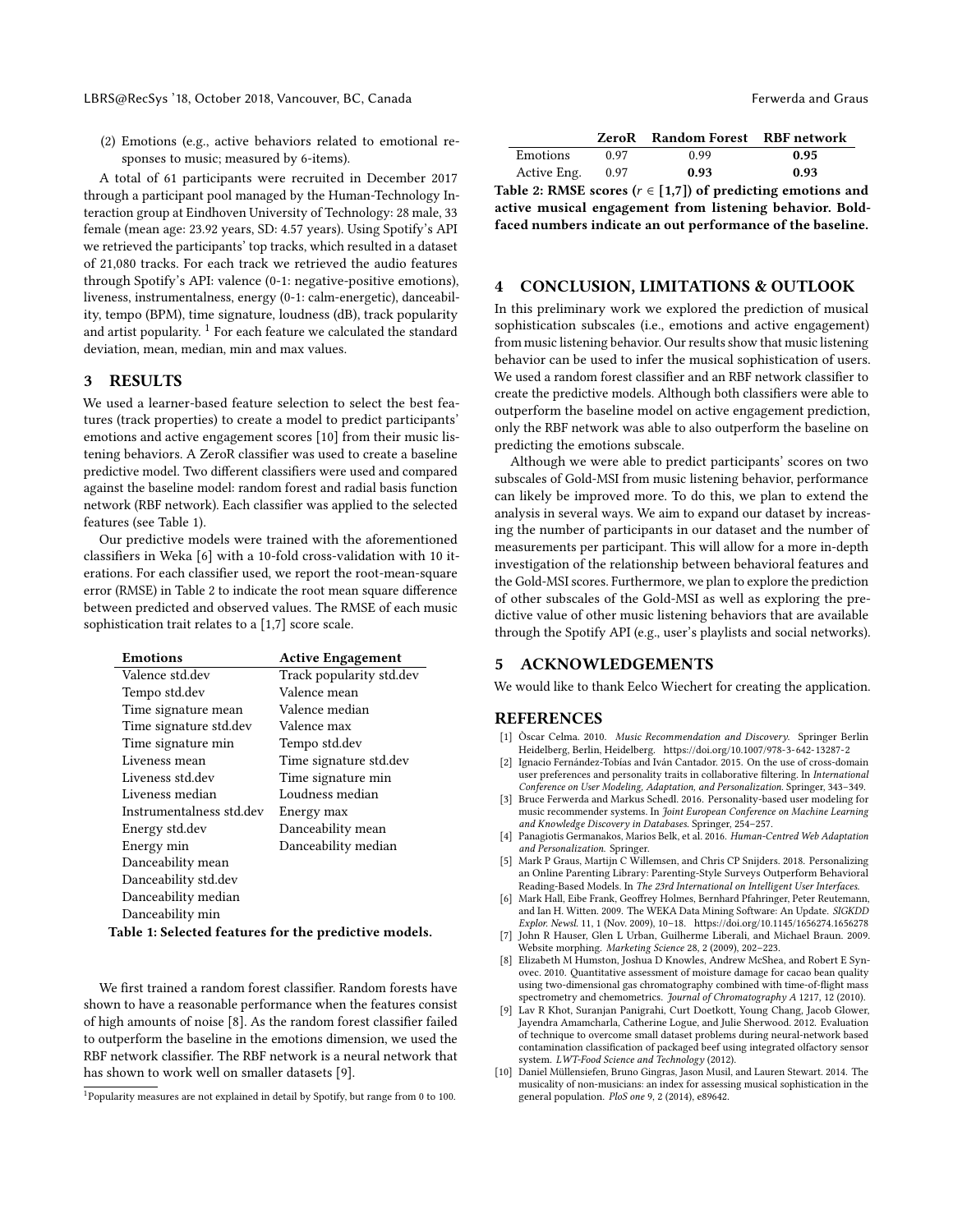(2) Emotions (e.g., active behaviors related to emotional responses to music; measured by 6-items).

A total of 61 participants were recruited in December 2017 through a participant pool managed by the Human-Technology Interaction group at Eindhoven University of Technology: 28 male, 33 female (mean age: 23.92 years, SD: 4.57 years). Using Spotify's API we retrieved the participants' top tracks, which resulted in a dataset of 21,080 tracks. For each track we retrieved the audio features through Spotify's API: valence (0-1: negative-positive emotions), liveness, instrumentalness, energy (0-1: calm-energetic), danceability, tempo (BPM), time signature, loudness (dB), track popularity and artist popularity. [1] For each feature we calculated the standard deviation, mean, median, min and max values.

## 3 RESULTS

We used a learner-based feature selection to select the best features (track properties) to create a model to predict participants' emotions and active engagement scores [10] from their music listening behaviors. A ZeroR classifier was used to create a baseline predictive model. Two different classifiers were used and compared against the baseline model: random forest and radial basis function network (RBF network). Each classifier was applied to the selected features (see Table 1).

Our predictive models were trained with the aforementioned classifiers in Weka [6] with a 10-fold cross-validation with 10 iterations. For each classifier used, we report the root-mean-square error (RMSE) in Table 2 to indicate the root mean square difference between predicted and observed values. The RMSE of each music sophistication trait relates to a [1,7] score scale.

| Emotions | Active Engagement |
|---|---|
| Valence std.dev | Track popularity std.dev |
| Tempo std.dev | Valence mean |
| Time signature mean | Valence median |
| Time signature std.dev | Valence max |
| Time signature min | Tempo std.dev |
| Liveness mean | Time signature std.dev |
| Liveness std.dev | Time signature min |
| Liveness median | Loudness median |
| Instrumentalness std.dev | Energy max |
| Energy std.dev | Danceability mean |
| Energy min | Danceability median |
| Danceability mean | |
| Danceability std.dev | |
| Danceability median | |
| Danceability min | |

**Table 1: Selected features for the predictive models.**

We first trained a random forest classifier. Random forests have shown to have a reasonable performance when the features consist of high amounts of noise [8]. As the random forest classifier failed to outperform the baseline in the emotions dimension, we used the RBF network classifier. The RBF network is a neural network that has shown to work well on smaller datasets [9].

[1] Popularity measures are not explained in detail by Spotify, but range from 0 to 100.

| | ZeroR | Random Forest | RBF network |
|---|---|---|---|
| Emotions | 0.97 | 0.99 | **0.95** |
| Active Eng. | 0.97 | **0.93** | **0.93** |

**Table 2: RMSE scores ($r \in [1,7]$) of predicting emotions and active musical engagement from listening behavior. Bold-faced numbers indicate an out performance of the baseline.**

## 4 CONCLUSION, LIMITATIONS & OUTLOOK

In this preliminary work we explored the prediction of musical sophistication subscales (i.e., emotions and active engagement) from music listening behavior. Our results show that music listening behavior can be used to infer the musical sophistication of users. We used a random forest classifier and an RBF network classifier to create the predictive models. Although both classifiers were able to outperform the baseline model on active engagement prediction, only the RBF network was able to also outperform the baseline on predicting the emotions subscale.

Although we were able to predict participants' scores on two subscales of Gold-MSI from music listening behavior, performance can likely be improved more. To do this, we plan to extend the analysis in several ways. We aim to expand our dataset by increasing the number of participants in our dataset and the number of measurements per participant. This will allow for a more in-depth investigation of the relationship between behavioral features and the Gold-MSI scores. Furthermore, we plan to explore the prediction of other subscales of the Gold-MSI as well as exploring the predictive value of other music listening behaviors that are available through the Spotify API (e.g., user's playlists and social networks).

## 5 ACKNOWLEDGEMENTS

We would like to thank Eelco Wiechert for creating the application.

## REFERENCES

[1] Òscar Celma. 2010. *Music Recommendation and Discovery.* Springer Berlin Heidelberg, Berlin, Heidelberg. https://doi.org/10.1007/978-3-642-13287-2

[2] Ignacio Fernández-Tobías and Iván Cantador. 2015. On the use of cross-domain user preferences and personality traits in collaborative filtering. In *International Conference on User Modeling, Adaptation, and Personalization.* Springer, 343–349.

[3] Bruce Ferwerda and Markus Schedl. 2016. Personality-based user modeling for music recommender systems. In *Joint European Conference on Machine Learning and Knowledge Discovery in Databases.* Springer, 254–257.

[4] Panagiotis Germanakos, Marios Belk, et al. 2016. *Human-Centred Web Adaptation and Personalization.* Springer.

[5] Mark P Graus, Martijn C Willemsen, and Chris CP Snijders. 2018. Personalizing an Online Parenting Library: Parenting-Style Surveys Outperform Behavioral Reading-Based Models. In *The 23rd International on Intelligent User Interfaces.*

[6] Mark Hall, Eibe Frank, Geoffrey Holmes, Bernhard Pfahringer, Peter Reutemann, and Ian H. Witten. 2009. The WEKA Data Mining Software: An Update. *SIGKDD Explor. Newsl.* 11, 1 (Nov. 2009), 10–18. https://doi.org/10.1145/1656274.1656278

[7] John R Hauser, Glen L Urban, Guilherme Liberali, and Michael Braun. 2009. Website morphing. *Marketing Science* 28, 2 (2009), 202–223.

[8] Elizabeth M Humston, Joshua D Knowles, Andrew McShea, and Robert E Synovec. 2010. Quantitative assessment of moisture damage for cacao bean quality using two-dimensional gas chromatography combined with time-of-flight mass spectrometry and chemometrics. *Journal of Chromatography A* 1217, 12 (2010).

[9] Lav R Khot, Suranjan Panigrahi, Curt Doetkott, Young Chang, Jacob Glower, Jayendra Amamcharla, Catherine Logue, and Julie Sherwood. 2012. Evaluation of technique to overcome small dataset problems during neural-network based contamination classification of packaged beef using integrated olfactory sensor system. *LWT-Food Science and Technology* (2012).

[10] Daniel Müllensiefen, Bruno Gingras, Jason Musil, and Lauren Stewart. 2014. The musicality of non-musicians: an index for assessing musical sophistication in the general population. *PloS one* 9, 2 (2014), e89642.